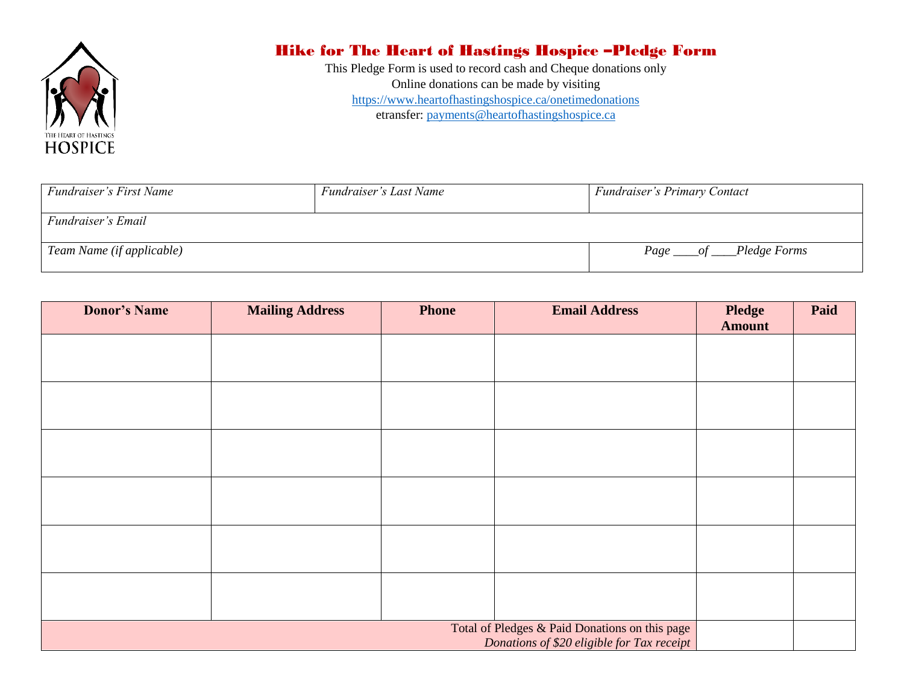THE HEART OF HASTINGS
HOSPICE

# Hike for The Heart of Hastings Hospice –Pledge Form

This Pledge Form is used to record cash and Cheque donations only
Online donations can be made by visiting
https://www.heartofhastingshospice.ca/onetimedonations
etransfer: payments@heartofhastingshospice.ca

| | | |
|---|---|---|
| *Fundraiser's First Name* | *Fundraiser's Last Name* | *Fundraiser's Primary Contact* |
| *Fundraiser's Email* | | |
| *Team Name (if applicable)* | | *Page \_\_\_\_of \_\_\_\_Pledge Forms* |

| Donor's Name | Mailing Address | Phone | Email Address | Pledge Amount | Paid |
|---|---|---|---|---|---|
| | | | | | |
| | | | | | |
| | | | | | |
| | | | | | |
| | | | | | |
| | | | | | |
| Total of Pledges & Paid Donations on this page *Donations of $20 eligible for Tax receipt* | | | | | |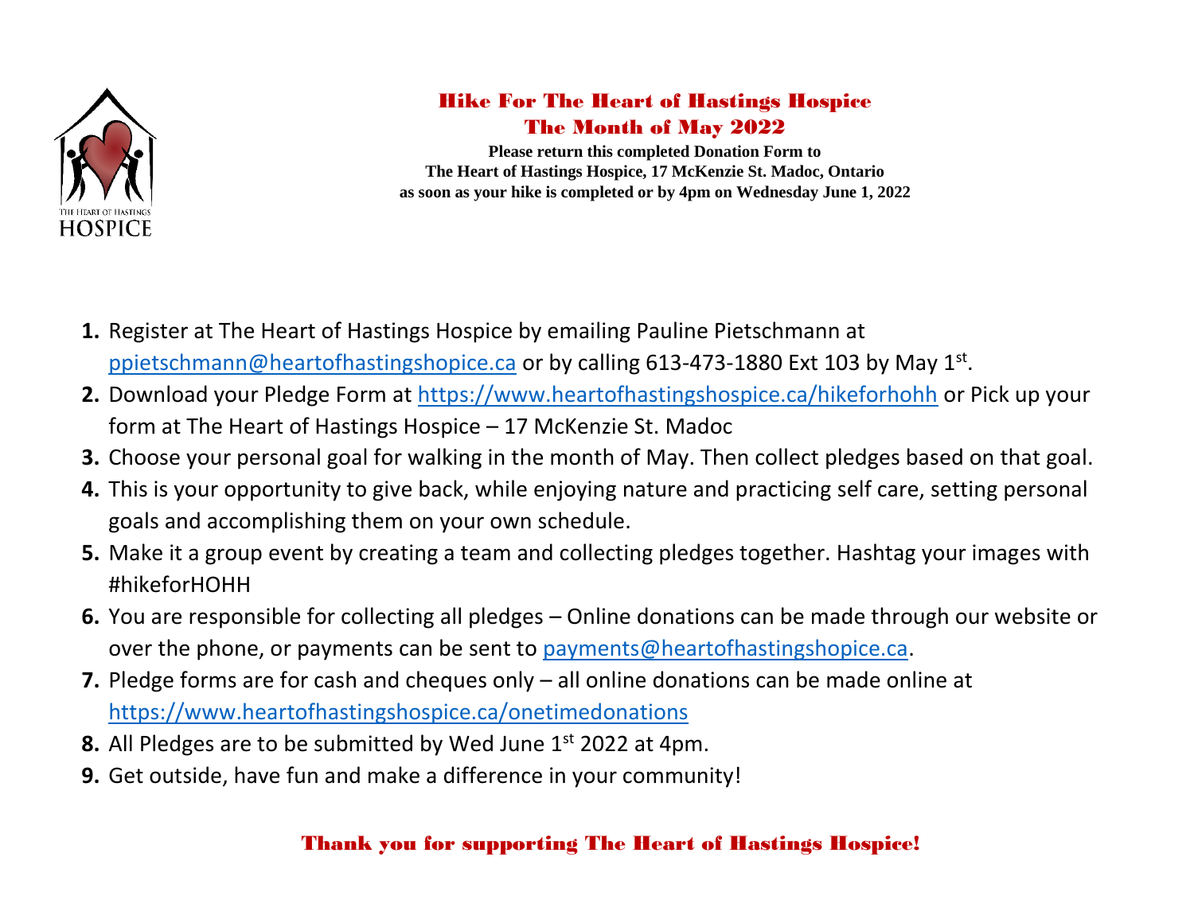THE HEART OF HASTINGS
HOSPICE

# Hike For The Heart of Hastings Hospice
## The Month of May 2022

**Please return this completed Donation Form to**
**The Heart of Hastings Hospice, 17 McKenzie St. Madoc, Ontario**
**as soon as your hike is completed or by 4pm on Wednesday June 1, 2022**

1. Register at The Heart of Hastings Hospice by emailing Pauline Pietschmann at ppietschmann@heartofhastingshopice.ca or by calling 613-473-1880 Ext 103 by May 1st.
2. Download your Pledge Form at https://www.heartofhastingshospice.ca/hikeforhohh or Pick up your form at The Heart of Hastings Hospice – 17 McKenzie St. Madoc
3. Choose your personal goal for walking in the month of May. Then collect pledges based on that goal.
4. This is your opportunity to give back, while enjoying nature and practicing self care, setting personal goals and accomplishing them on your own schedule.
5. Make it a group event by creating a team and collecting pledges together. Hashtag your images with #hikeforHOHH
6. You are responsible for collecting all pledges – Online donations can be made through our website or over the phone, or payments can be sent to payments@heartofhastingshopice.ca.
7. Pledge forms are for cash and cheques only – all online donations can be made online at https://www.heartofhastingshospice.ca/onetimedonations
8. All Pledges are to be submitted by Wed June 1st 2022 at 4pm.
9. Get outside, have fun and make a difference in your community!

**Thank you for supporting The Heart of Hastings Hospice!**